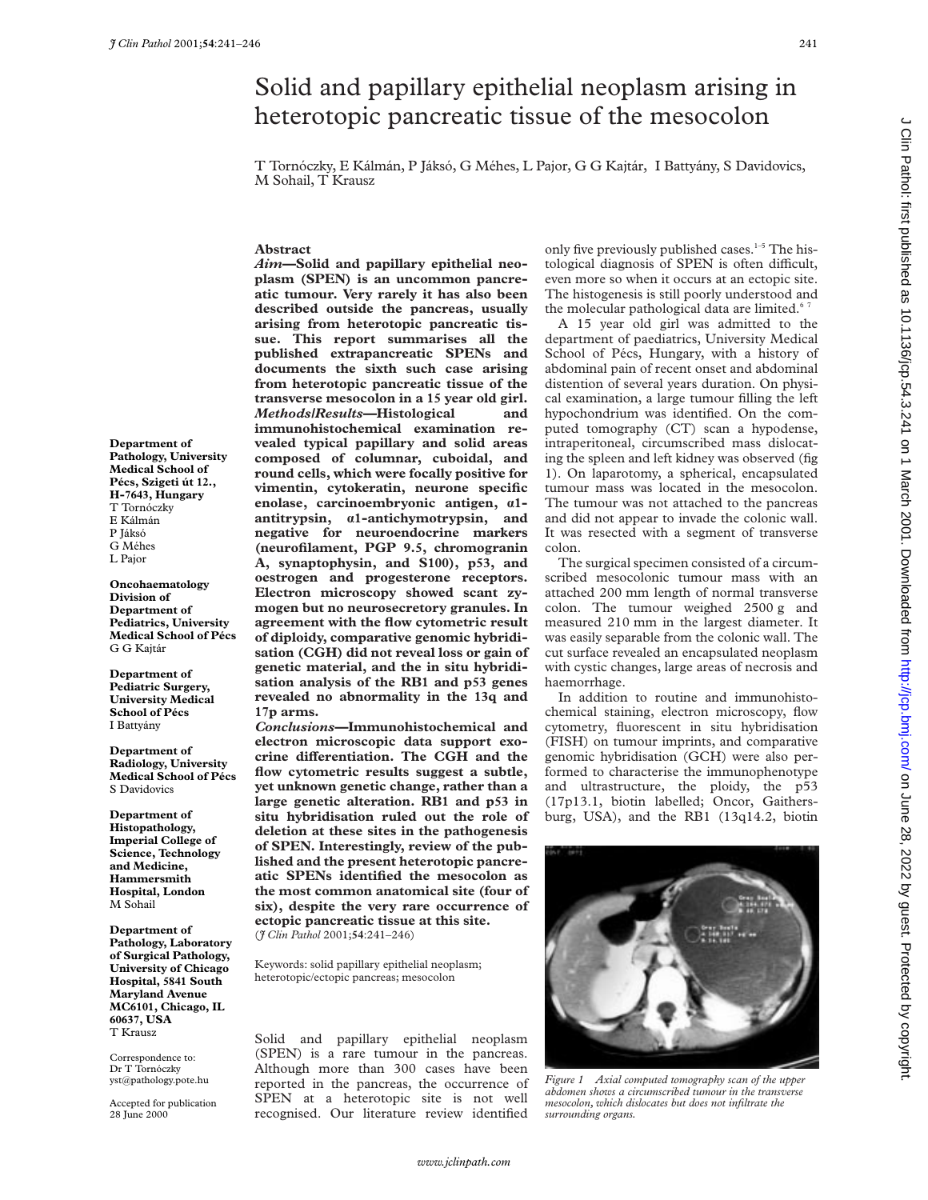# Solid and papillary epithelial neoplasm arising in heterotopic pancreatic tissue of the mesocolon

T Tornóczky, E Kálmán, P Jáksó, G Méhes, L Pajor, G G Kajtár, I Battyány, S Davidovics, M Sohail, T Krausz

## Abstract

***Aim*—Solid and papillary epithelial neoplasm (SPEN) is an uncommon pancreatic tumour. Very rarely it has also been described outside the pancreas, usually arising from heterotopic pancreatic tissue. This report summarises all the published extrapancreatic SPENs and documents the sixth such case arising from heterotopic pancreatic tissue of the transverse mesocolon in a 15 year old girl.**

***Methods/Results*—Histological and immunohistochemical examination revealed typical papillary and solid areas composed of columnar, cuboidal, and round cells, which were focally positive for vimentin, cytokeratin, neurone specific enolase, carcinoembryonic antigen, α1-antitrypsin, α1-antichymotrypsin, and negative for neuroendocrine markers (neurofilament, PGP 9.5, chromogranin A, synaptophysin, and S100), p53, and oestrogen and progesterone receptors. Electron microscopy showed scant zymogen but no neurosecretory granules. In agreement with the flow cytometric result of diploidy, comparative genomic hybridisation (CGH) did not reveal loss or gain of genetic material, and the in situ hybridisation analysis of the RB1 and p53 genes revealed no abnormality in the 13q and 17p arms.**

***Conclusions*—Immunohistochemical and electron microscopic data support exocrine differentiation. The CGH and the flow cytometric results suggest a subtle, yet unknown genetic change, rather than a large genetic alteration. RB1 and p53 in situ hybridisation ruled out the role of deletion at these sites in the pathogenesis of SPEN. Interestingly, review of the published and the present heterotopic pancreatic SPENs identified the mesocolon as the most common anatomical site (four of six), despite the very rare occurrence of ectopic pancreatic tissue at this site.**

(*J Clin Pathol* 2001;**54**:241–246)

Keywords: solid papillary epithelial neoplasm; heterotopic/ectopic pancreas; mesocolon

**Department of Pathology, University Medical School of Pécs, Szigeti út 12., H-7643, Hungary**
T Tornóczky
E Kálmán
P Jáksó
G Méhes
L Pajor

**Oncohaematology Division of Department of Pediatrics, University Medical School of Pécs**
G G Kajtár

**Department of Pediatric Surgery, University Medical School of Pécs**
I Battyány

**Department of Radiology, University Medical School of Pécs**
S Davidovics

**Department of Histopathology, Imperial College of Science, Technology and Medicine, Hammersmith Hospital, London**
M Sohail

**Department of Pathology, Laboratory of Surgical Pathology, University of Chicago Hospital, 5841 South Maryland Avenue MC6101, Chicago, IL 60637, USA**
T Krausz

Correspondence to: Dr T Tornóczky
yst@pathology.pote.hu

Accepted for publication 28 June 2000

Solid and papillary epithelial neoplasm (SPEN) is a rare tumour in the pancreas. Although more than 300 cases have been reported in the pancreas, the occurrence of SPEN at a heterotopic site is not well recognised. Our literature review identified only five previously published cases.[1–5] The histological diagnosis of SPEN is often difficult, even more so when it occurs at an ectopic site. The histogenesis is still poorly understood and the molecular pathological data are limited.[6 7]

A 15 year old girl was admitted to the department of paediatrics, University Medical School of Pécs, Hungary, with a history of abdominal pain of recent onset and abdominal distention of several years duration. On physical examination, a large tumour filling the left hypochondrium was identified. On the computed tomography (CT) scan a hypodense, intraperitoneal, circumscribed mass dislocating the spleen and left kidney was observed (fig 1). On laparotomy, a spherical, encapsulated tumour mass was located in the mesocolon. The tumour was not attached to the pancreas and did not appear to invade the colonic wall. It was resected with a segment of transverse colon.

The surgical specimen consisted of a circumscribed mesocolonic tumour mass with an attached 200 mm length of normal transverse colon. The tumour weighed 2500 g and measured 210 mm in the largest diameter. It was easily separable from the colonic wall. The cut surface revealed an encapsulated neoplasm with cystic changes, large areas of necrosis and haemorrhage.

In addition to routine and immunohistochemical staining, electron microscopy, flow cytometry, fluorescent in situ hybridisation (FISH) on tumour imprints, and comparative genomic hybridisation (GCH) were also performed to characterise the immunophenotype and ultrastructure, the ploidy, the p53 (17p13.1, biotin labelled; Oncor, Gaithersburg, USA), and the RB1 (13q14.2, biotin

*Figure 1 Axial computed tomography scan of the upper abdomen shows a circumscribed tumour in the transverse mesocolon, which dislocates but does not infiltrate the surrounding organs.*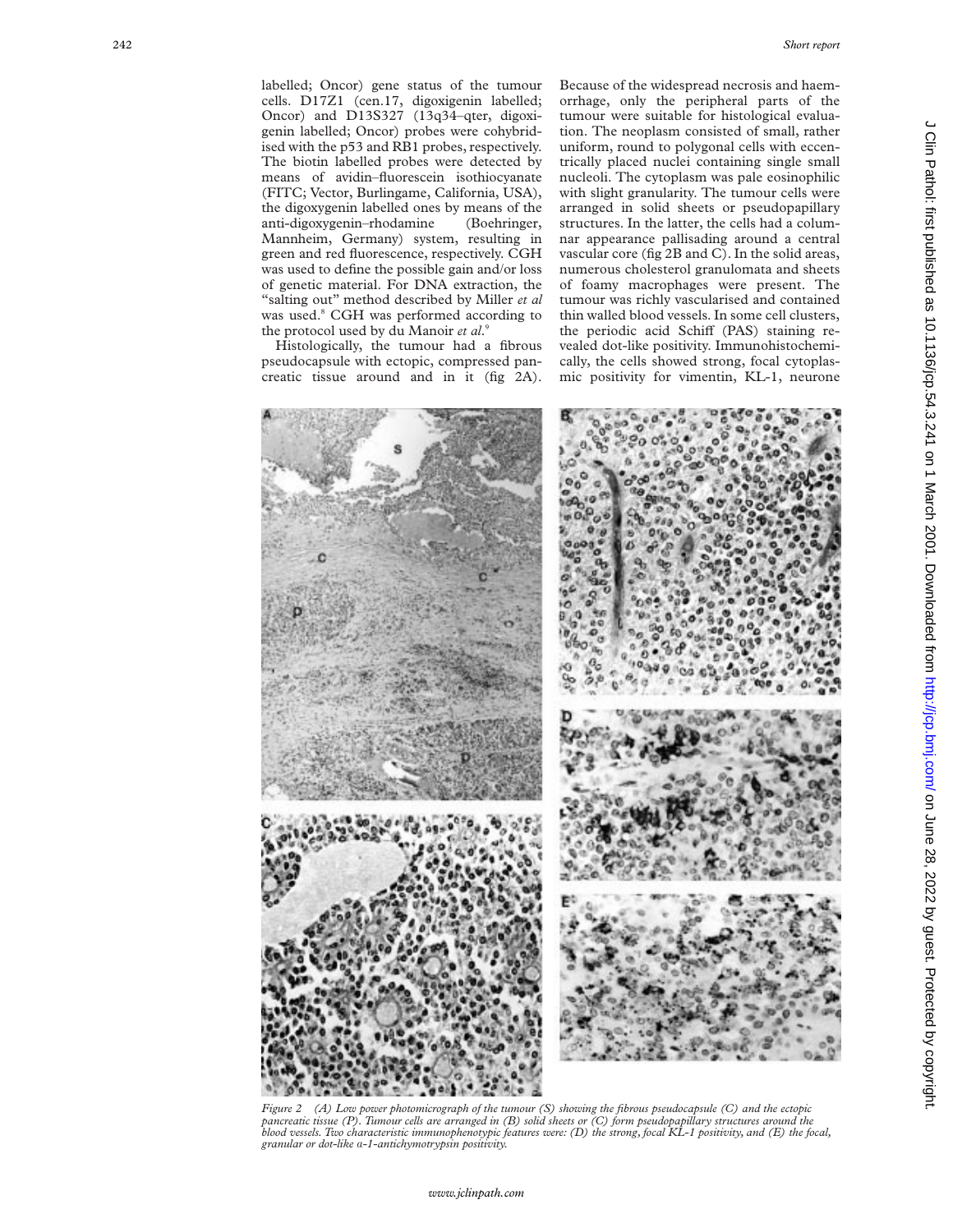labelled; Oncor) gene status of the tumour cells. D17Z1 (cen.17, digoxigenin labelled; Oncor) and D13S327 (13q34–qter, digoxigenin labelled; Oncor) probes were cohybridised with the p53 and RB1 probes, respectively. The biotin labelled probes were detected by means of avidin–fluorescein isothiocyanate (FITC; Vector, Burlingame, California, USA), the digoxygenin labelled ones by means of the anti-digoxygenin–rhodamine (Boehringer, Mannheim, Germany) system, resulting in green and red fluorescence, respectively. CGH was used to define the possible gain and/or loss of genetic material. For DNA extraction, the "salting out" method described by Miller *et al* was used.[8] CGH was performed according to the protocol used by du Manoir *et al*.[9]

Histologically, the tumour had a fibrous pseudocapsule with ectopic, compressed pancreatic tissue around and in it (fig 2A). Because of the widespread necrosis and haemorrhage, only the peripheral parts of the tumour were suitable for histological evaluation. The neoplasm consisted of small, rather uniform, round to polygonal cells with eccentrically placed nuclei containing single small nucleoli. The cytoplasm was pale eosinophilic with slight granularity. The tumour cells were arranged in solid sheets or pseudopapillary structures. In the latter, the cells had a columnar appearance pallisading around a central vascular core (fig 2B and C). In the solid areas, numerous cholesterol granulomata and sheets of foamy macrophages were present. The tumour was richly vascularised and contained thin walled blood vessels. In some cell clusters, the periodic acid Schiff (PAS) staining revealed dot-like positivity. Immunohistochemically, the cells showed strong, focal cytoplasmic positivity for vimentin, KL-1, neurone

*Figure 2 (A) Low power photomicrograph of the tumour (S) showing the fibrous pseudocapsule (C) and the ectopic pancreatic tissue (P). Tumour cells are arranged in (B) solid sheets or (C) form pseudopapillary structures around the blood vessels. Two characteristic immunophenotypic features were: (D) the strong, focal KL-1 positivity, and (E) the focal, granular or dot-like α-1-antichymotrypsin positivity.*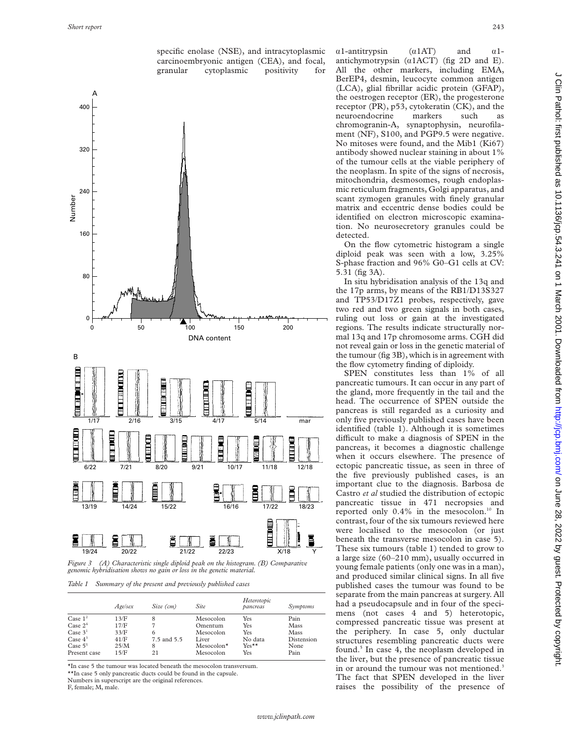specific enolase (NSE), and intracytoplasmic carcinoembryonic antigen (CEA), and focal, granular cytoplasmic positivity for α1-antitrypsin (α1AT) and α1-antichymotrypsin (α1ACT) (fig 2D and E). All the other markers, including EMA, BerEP4, desmin, leucocyte common antigen (LCA), glial fibrillar acidic protein (GFAP), the oestrogen receptor (ER), the progesterone receptor (PR), p53, cytokeratin (CK), and the neuroendocrine markers such as chromogranin-A, synaptophysin, neurofilament (NF), S100, and PGP9.5 were negative. No mitoses were found, and the Mib1 (Ki67) antibody showed nuclear staining in about 1% of the tumour cells at the viable periphery of the neoplasm. In spite of the signs of necrosis, mitochondria, desmosomes, rough endoplasmic reticulum fragments, Golgi apparatus, and scant zymogen granules with finely granular matrix and eccentric dense bodies could be identified on electron microscopic examination. No neurosecretory granules could be detected.

On the flow cytometric histogram a single diploid peak was seen with a low, 3.25% S-phase fraction and 96% G0–G1 cells at CV: 5.31 (fig 3A).

In situ hybridisation analysis of the 13q and the 17p arms, by means of the RB1/D13S327 and TP53/D17Z1 probes, respectively, gave two red and two green signals in both cases, ruling out loss or gain at the investigated regions. The results indicate structurally normal 13q and 17p chromosome arms. CGH did not reveal gain or loss in the genetic material of the tumour (fig 3B), which is in agreement with the flow cytometry finding of diploidy.

SPEN constitutes less than 1% of all pancreatic tumours. It can occur in any part of the gland, more frequently in the tail and the head. The occurrence of SPEN outside the pancreas is still regarded as a curiosity and only five previously published cases have been identified (table 1). Although it is sometimes difficult to make a diagnosis of SPEN in the pancreas, it becomes a diagnostic challenge when it occurs elsewhere. The presence of ectopic pancreatic tissue, as seen in three of the five previously published cases, is an important clue to the diagnosis. Barbosa de Castro *et al* studied the distribution of ectopic pancreatic tissue in 471 necropsies and reported only 0.4% in the mesocolon.[10] In contrast, four of the six tumours reviewed here were localised to the mesocolon (or just beneath the transverse mesocolon in case 5). These six tumours (table 1) tended to grow to a large size (60–210 mm), usually occurred in young female patients (only one was in a man), and produced similar clinical signs. In all five published cases the tumour was found to be separate from the main pancreas at surgery. All had a pseudocapsule and in four of the specimens (not cases 4 and 5) heterotopic, compressed pancreatic tissue was present at the periphery. In case 5, only ductular structures resembling pancreatic ducts were found.[5] In case 4, the neoplasm developed in the liver, but the presence of pancreatic tissue in or around the tumour was not mentioned.[3] The fact that SPEN developed in the liver raises the possibility of the presence of

*Figure 3 (A) Characteristic single diploid peak on the histogram. (B) Comparative genomic hybridisation shows no gain or loss in the genetic material.*

*Table 1 Summary of the present and previously published cases*

| | Age/sex | Size (cm) | Site | Heterotopic pancreas | Symptoms |
|---|---|---|---|---|---|
| Case 1[2] | 13/F | 8 | Mesocolon | Yes | Pain |
| Case 2[4] | 17/F | 7 | Omentum | Yes | Mass |
| Case 3[1] | 33/F | 6 | Mesocolon | Yes | Mass |
| Case 4[3] | 41/F | 7.5 and 5.5 | Liver | No data | Distension |
| Case 5[5] | 25/M | 8 | Mesocolon* | Yes** | None |
| Present case | 15/F | 21 | Mesocolon | Yes | Pain |

*In case 5 the tumour was located beneath the mesocolon transversum.
**In case 5 only pancreatic ducts could be found in the capsule.
Numbers in superscript are the original references.
F, female; M, male.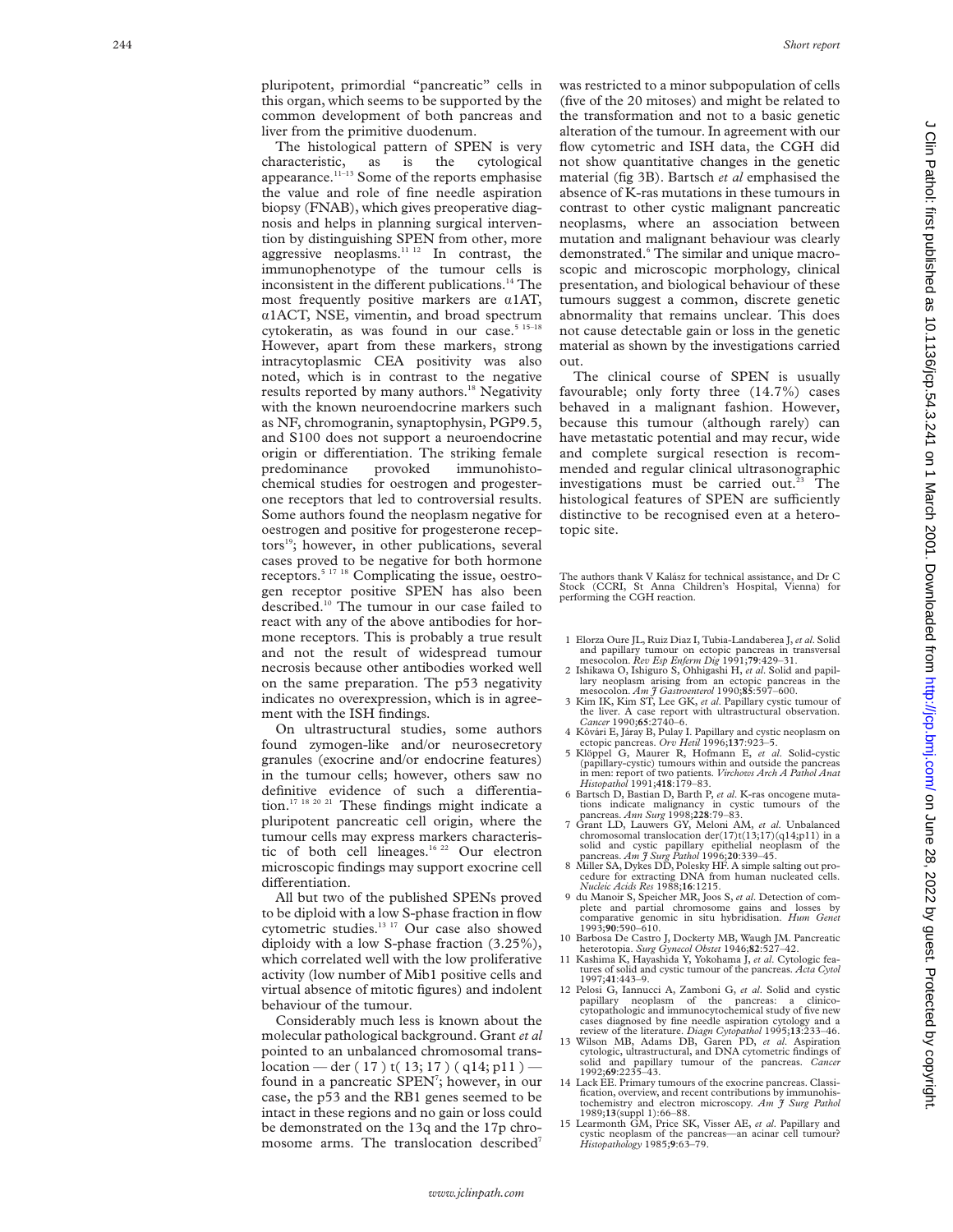pluripotent, primordial "pancreatic" cells in this organ, which seems to be supported by the common development of both pancreas and liver from the primitive duodenum.

The histological pattern of SPEN is very characteristic, as is the cytological appearance.[11–13] Some of the reports emphasise the value and role of fine needle aspiration biopsy (FNAB), which gives preoperative diagnosis and helps in planning surgical intervention by distinguishing SPEN from other, more aggressive neoplasms.[11 12] In contrast, the immunophenotype of the tumour cells is inconsistent in the different publications.[14] The most frequently positive markers are α1AT, α1ACT, NSE, vimentin, and broad spectrum cytokeratin, as was found in our case.[5 15–18] However, apart from these markers, strong intracytoplasmic CEA positivity was also noted, which is in contrast to the negative results reported by many authors.[18] Negativity with the known neuroendocrine markers such as NF, chromogranin, synaptophysin, PGP9.5, and S100 does not support a neuroendocrine origin or differentiation. The striking female predominance provoked immunohistochemical studies for oestrogen and progesterone receptors that led to controversial results. Some authors found the neoplasm negative for oestrogen and positive for progesterone receptors[19]; however, in other publications, several cases proved to be negative for both hormone receptors.[5 17 18] Complicating the issue, oestrogen receptor positive SPEN has also been described.[10] The tumour in our case failed to react with any of the above antibodies for hormone receptors. This is probably a true result and not the result of widespread tumour necrosis because other antibodies worked well on the same preparation. The p53 negativity indicates no overexpression, which is in agreement with the ISH findings.

On ultrastructural studies, some authors found zymogen-like and/or neurosecretory granules (exocrine and/or endocrine features) in the tumour cells; however, others saw no definitive evidence of such a differentiation.[17 18 20 21] These findings might indicate a pluripotent pancreatic cell origin, where the tumour cells may express markers characteristic of both cell lineages.[16 22] Our electron microscopic findings may support exocrine cell differentiation.

All but two of the published SPENs proved to be diploid with a low S-phase fraction in flow cytometric studies.[13 17] Our case also showed diploidy with a low S-phase fraction (3.25%), which correlated well with the low proliferative activity (low number of Mib1 positive cells and virtual absence of mitotic figures) and indolent behaviour of the tumour.

Considerably much less is known about the molecular pathological background. Grant *et al* pointed to an unbalanced chromosomal translocation — der ( 17 ) t( 13; 17 ) ( q14; p11 ) — found in a pancreatic SPEN[7]; however, in our case, the p53 and the RB1 genes seemed to be intact in these regions and no gain or loss could be demonstrated on the 13q and the 17p chromosome arms. The translocation described[7] was restricted to a minor subpopulation of cells (five of the 20 mitoses) and might be related to the transformation and not to a basic genetic alteration of the tumour. In agreement with our flow cytometric and ISH data, the CGH did not show quantitative changes in the genetic material (fig 3B). Bartsch *et al* emphasised the absence of K-ras mutations in these tumours in contrast to other cystic malignant pancreatic neoplasms, where an association between mutation and malignant behaviour was clearly demonstrated.[6] The similar and unique macroscopic and microscopic morphology, clinical presentation, and biological behaviour of these tumours suggest a common, discrete genetic abnormality that remains unclear. This does not cause detectable gain or loss in the genetic material as shown by the investigations carried out.

The clinical course of SPEN is usually favourable; only forty three (14.7%) cases behaved in a malignant fashion. However, because this tumour (although rarely) can have metastatic potential and may recur, wide and complete surgical resection is recommended and regular clinical ultrasonographic investigations must be carried out.[23] The histological features of SPEN are sufficiently distinctive to be recognised even at a heterotopic site.

The authors thank V Kalász for technical assistance, and Dr C Stock (CCRI, St Anna Children's Hospital, Vienna) for performing the CGH reaction.

1 Elorza Oure JL, Ruiz Diaz I, Tubia-Landaberea J, *et al*. Solid and papillary tumour on ectopic pancreas in transversal mesocolon. *Rev Esp Enferm Dig* 1991;**79**:429–31.
2 Ishikawa O, Ishiguro S, Ohhigashi H, *et al*. Solid and papillary neoplasm arising from an ectopic pancreas in the mesocolon. *Am J Gastroenterol* 1990;**85**:597–600.
3 Kim IK, Kim ST, Lee GK, *et al*. Papillary cystic tumour of the liver. A case report with ultrastructural observation. *Cancer* 1990;**65**:2740–6.
4 Kővári E, Járay B, Pulay I. Papillary and cystic neoplasm on ectopic pancreas. *Orv Hetil* 1996;**137**:923–5.
5 Klöppel G, Maurer R, Hofmann E, *et al*. Solid-cystic (papillary-cystic) tumours within and outside the pancreas in men: report of two patients. *Virchows Arch A Pathol Anat Histopathol* 1991;**418**:179–83.
6 Bartsch D, Bastian D, Barth P, *et al*. K-ras oncogene mutations indicate malignancy in cystic tumours of the pancreas. *Ann Surg* 1998;**228**:79–83.
7 Grant LD, Lauwers GY, Meloni AM, *et al*. Unbalanced chromosomal translocation der(17)t(13;17)(q14;p11) in a solid and cystic papillary epithelial neoplasm of the pancreas. *Am J Surg Pathol* 1996;**20**:339–45.
8 Miller SA, Dykes DD, Polesky HF. A simple salting out procedure for extracting DNA from human nucleated cells. *Nucleic Acids Res* 1988;**16**:1215.
9 du Manoir S, Speicher MR, Joos S, *et al*. Detection of complete and partial chromosome gains and losses by comparative genomic in situ hybridisation. *Hum Genet* 1993;**90**:590–610.
10 Barbosa De Castro J, Dockerty MB, Waugh JM. Pancreatic heterotopia. *Surg Gynecol Obstet* 1946;**82**:527–42.
11 Kashima K, Hayashida Y, Yokohama J, *et al*. Cytologic features of solid and cystic tumour of the pancreas. *Acta Cytol* 1997;**41**:443–9.
12 Pelosi G, Iannucci A, Zamboni G, *et al*. Solid and cystic papillary neoplasm of the pancreas: a clinico-cytopathologic and immunocytochemical study of five new cases diagnosed by fine needle aspiration cytology and a review of the literature. *Diagn Cytopathol* 1995;**13**:233–46.
13 Wilson MB, Adams DB, Garen PD, *et al*. Aspiration cytologic, ultrastructural, and DNA cytometric findings of solid and papillary tumour of the pancreas. *Cancer* 1992;**69**:2235–43.
14 Lack EE. Primary tumours of the exocrine pancreas. Classification, overview, and recent contributions by immunohistochemistry and electron microscopy. *Am J Surg Pathol* 1989;**13**(suppl 1):66–88.
15 Learmonth GM, Price SK, Visser AE, *et al*. Papillary and cystic neoplasm of the pancreas—an acinar cell tumour? *Histopathology* 1985;**9**:63–79.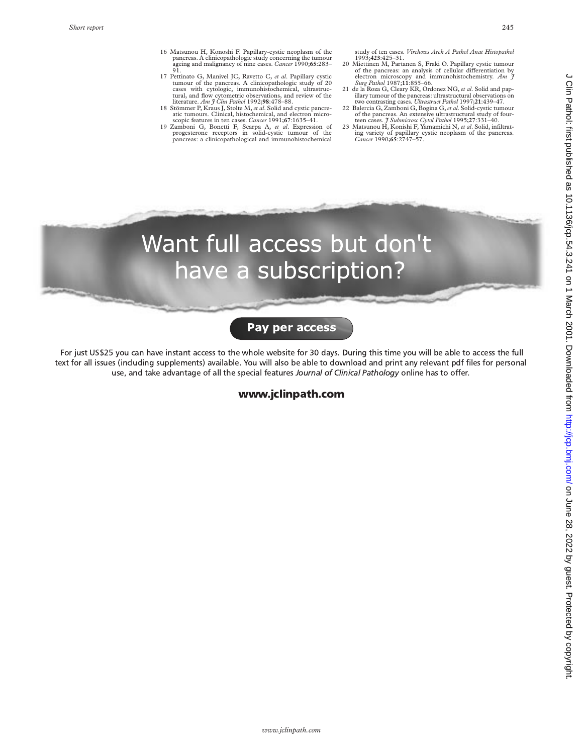16 Matsunou H, Konoshi F. Papillary-cystic neoplasm of the pancreas. A clinicopathologic study concerning the tumour ageing and malignancy of nine cases. *Cancer* 1990;**65**:283–91.

17 Pettinato G, Manivel JC, Ravetto C, *et al*. Papillary cystic tumour of the pancreas. A clinicopathologic study of 20 cases with cytologic, immunohistochemical, ultrastructural, and flow cytometric observations, and review of the literature. *Am J Clin Pathol* 1992;**98**:478–88.

18 Stömmer P, Kraus J, Stolte M, *et al*. Solid and cystic pancreatic tumours. Clinical, histochemical, and electron microscopic features in ten cases. *Cancer* 1991;**67**:1635–41.

19 Zamboni G, Bonetti F, Scarpa A, *et al*. Expression of progesterone receptors in solid-cystic tumour of the pancreas: a clinicopathological and immunohistochemical study of ten cases. *Virchows Arch A Pathol Anat Histopathol* 1993;**423**:425–31.

20 Miettinen M, Partanen S, Fraki O. Papillary cystic tumour of the pancreas: an analysis of cellular differentiation by electron microscopy and immunohistochemistry. *Am J Surg Pathol* 1987;**11**:855–66.

21 de la Roza G, Cleary KR, Ordonez NG, *et al*. Solid and papillary tumour of the pancreas: ultrastructural observations on two contrasting cases. *Ultrastruct Pathol* 1997;**21**:439–47.

22 Balercia G, Zamboni G, Bogina G, *et al*. Solid-cystic tumour of the pancreas. An extensive ultrastructural study of fourteen cases. *J Submicrosc Cytol Pathol* 1995;**27**:331–40.

23 Matsunou H, Konishi F, Yamamichi N, *et al*. Solid, infiltrating variety of papillary cystic neoplasm of the pancreas. *Cancer* 1990;**65**:2747–57.